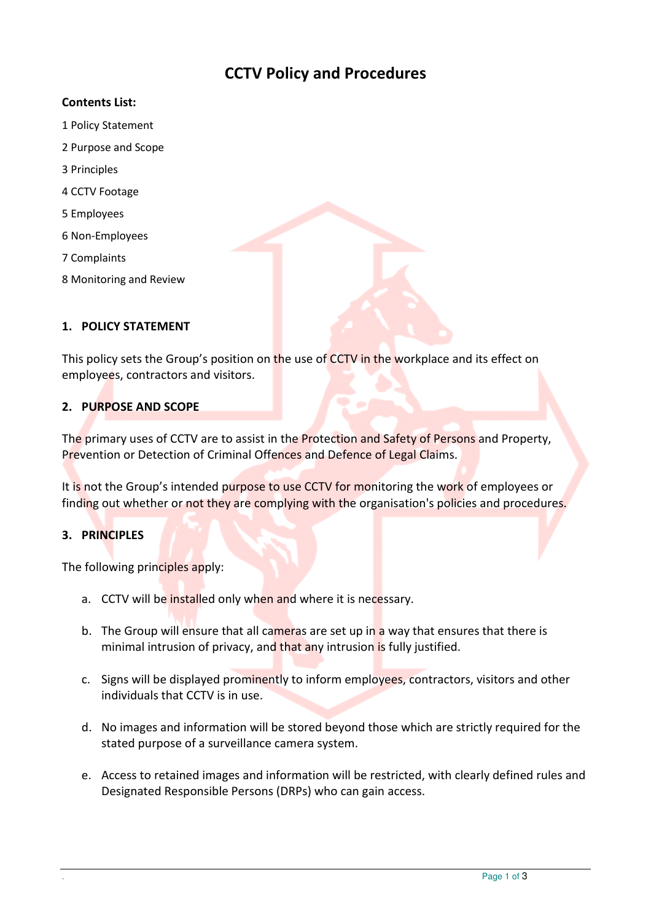# CCTV Policy and Procedures

**Contents List:**

1 Policy Statement

2 Purpose and Scope

3 Principles

4 CCTV Footage

5 Employees

6 Non-Employees

7 Complaints

8 Monitoring and Review

## 1. POLICY STATEMENT

This policy sets the Group's position on the use of CCTV in the workplace and its effect on employees, contractors and visitors.

## 2. PURPOSE AND SCOPE

The primary uses of CCTV are to assist in the Protection and Safety of Persons and Property, Prevention or Detection of Criminal Offences and Defence of Legal Claims.

It is not the Group's intended purpose to use CCTV for monitoring the work of employees or finding out whether or not they are complying with the organisation's policies and procedures.

## 3. PRINCIPLES

The following principles apply:

a. CCTV will be installed only when and where it is necessary.

b. The Group will ensure that all cameras are set up in a way that ensures that there is minimal intrusion of privacy, and that any intrusion is fully justified.

c. Signs will be displayed prominently to inform employees, contractors, visitors and other individuals that CCTV is in use.

d. No images and information will be stored beyond those which are strictly required for the stated purpose of a surveillance camera system.

e. Access to retained images and information will be restricted, with clearly defined rules and Designated Responsible Persons (DRPs) who can gain access.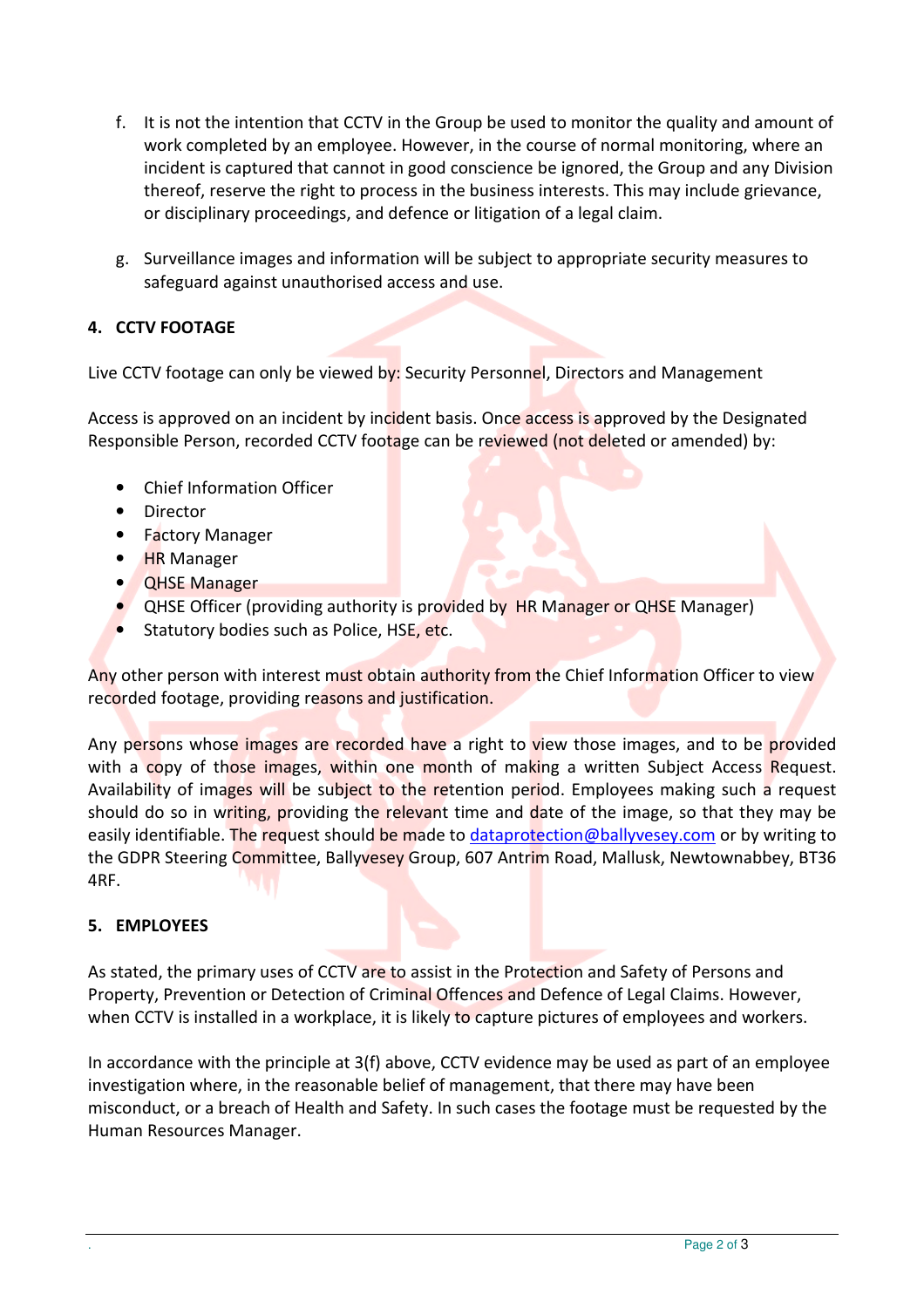f. It is not the intention that CCTV in the Group be used to monitor the quality and amount of work completed by an employee. However, in the course of normal monitoring, where an incident is captured that cannot in good conscience be ignored, the Group and any Division thereof, reserve the right to process in the business interests. This may include grievance, or disciplinary proceedings, and defence or litigation of a legal claim.

g. Surveillance images and information will be subject to appropriate security measures to safeguard against unauthorised access and use.

## 4. CCTV FOOTAGE

Live CCTV footage can only be viewed by: Security Personnel, Directors and Management

Access is approved on an incident by incident basis. Once access is approved by the Designated Responsible Person, recorded CCTV footage can be reviewed (not deleted or amended) by:

- Chief Information Officer
- Director
- Factory Manager
- HR Manager
- QHSE Manager
- QHSE Officer (providing authority is provided by HR Manager or QHSE Manager)
- Statutory bodies such as Police, HSE, etc.

Any other person with interest must obtain authority from the Chief Information Officer to view recorded footage, providing reasons and justification.

Any persons whose images are recorded have a right to view those images, and to be provided with a copy of those images, within one month of making a written Subject Access Request. Availability of images will be subject to the retention period. Employees making such a request should do so in writing, providing the relevant time and date of the image, so that they may be easily identifiable. The request should be made to dataprotection@ballyvesey.com or by writing to the GDPR Steering Committee, Ballyvesey Group, 607 Antrim Road, Mallusk, Newtownabbey, BT36 4RF.

## 5. EMPLOYEES

As stated, the primary uses of CCTV are to assist in the Protection and Safety of Persons and Property, Prevention or Detection of Criminal Offences and Defence of Legal Claims. However, when CCTV is installed in a workplace, it is likely to capture pictures of employees and workers.

In accordance with the principle at 3(f) above, CCTV evidence may be used as part of an employee investigation where, in the reasonable belief of management, that there may have been misconduct, or a breach of Health and Safety. In such cases the footage must be requested by the Human Resources Manager.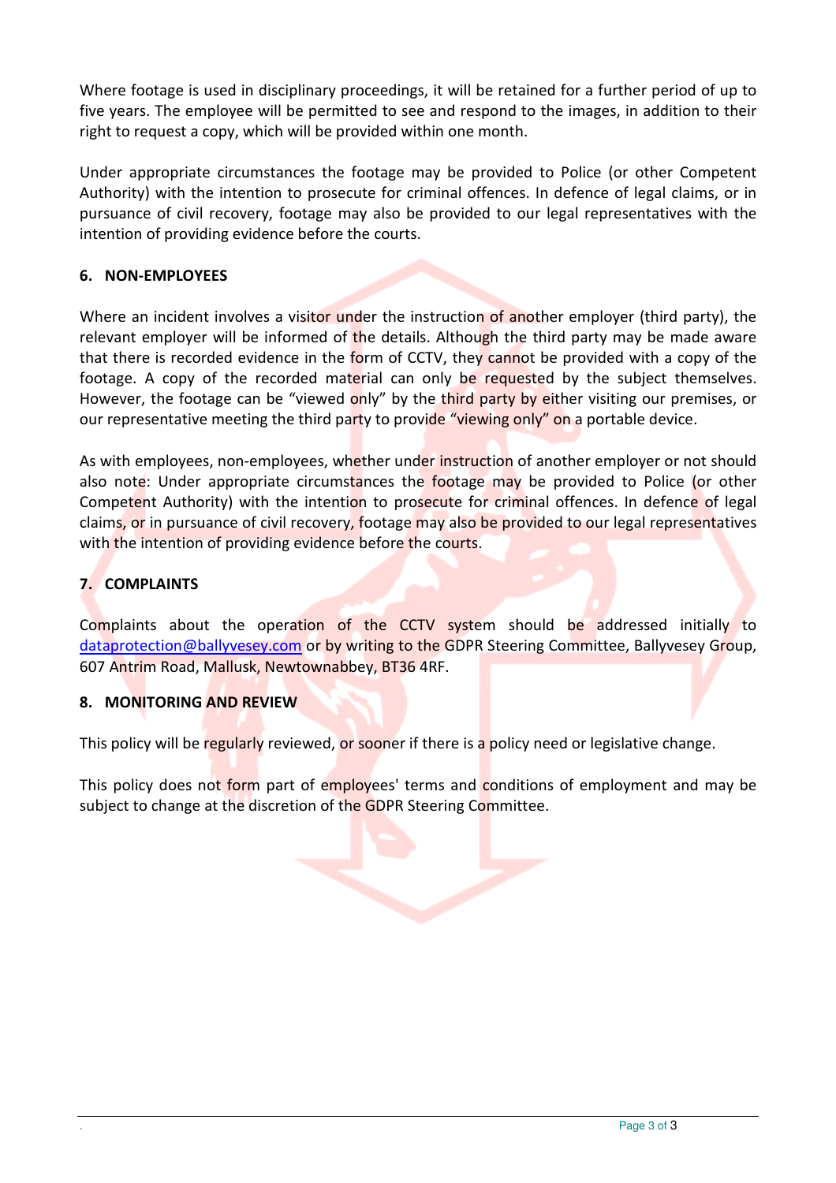Where footage is used in disciplinary proceedings, it will be retained for a further period of up to five years. The employee will be permitted to see and respond to the images, in addition to their right to request a copy, which will be provided within one month.

Under appropriate circumstances the footage may be provided to Police (or other Competent Authority) with the intention to prosecute for criminal offences. In defence of legal claims, or in pursuance of civil recovery, footage may also be provided to our legal representatives with the intention of providing evidence before the courts.

## 6. NON-EMPLOYEES

Where an incident involves a visitor under the instruction of another employer (third party), the relevant employer will be informed of the details. Although the third party may be made aware that there is recorded evidence in the form of CCTV, they cannot be provided with a copy of the footage. A copy of the recorded material can only be requested by the subject themselves. However, the footage can be "viewed only" by the third party by either visiting our premises, or our representative meeting the third party to provide "viewing only" on a portable device.

As with employees, non-employees, whether under instruction of another employer or not should also note: Under appropriate circumstances the footage may be provided to Police (or other Competent Authority) with the intention to prosecute for criminal offences. In defence of legal claims, or in pursuance of civil recovery, footage may also be provided to our legal representatives with the intention of providing evidence before the courts.

## 7. COMPLAINTS

Complaints about the operation of the CCTV system should be addressed initially to dataprotection@ballyvesey.com or by writing to the GDPR Steering Committee, Ballyvesey Group, 607 Antrim Road, Mallusk, Newtownabbey, BT36 4RF.

## 8. MONITORING AND REVIEW

This policy will be regularly reviewed, or sooner if there is a policy need or legislative change.

This policy does not form part of employees' terms and conditions of employment and may be subject to change at the discretion of the GDPR Steering Committee.